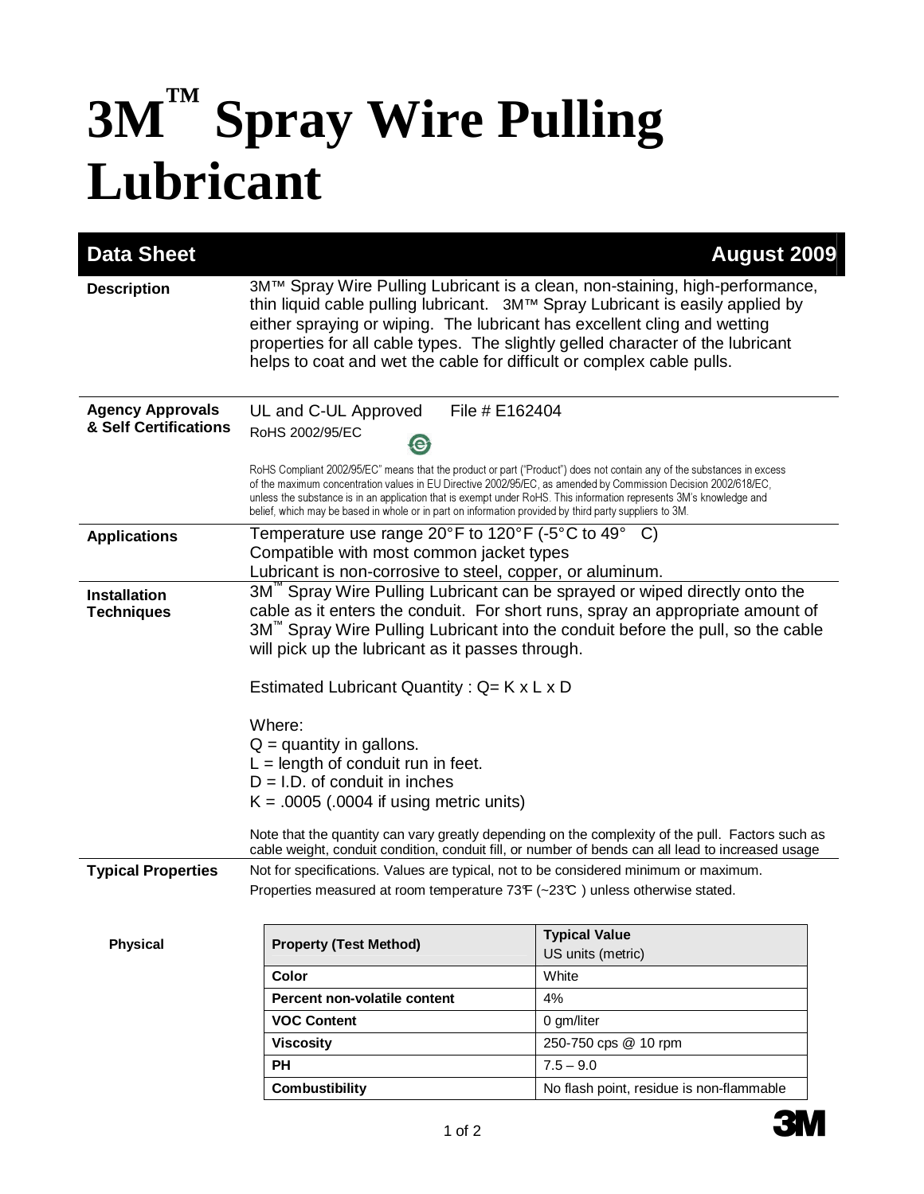# 3M™ Spray Wire Pulling Lubricant

**Data Sheet** | **August 2009**

**Description**

3M™ Spray Wire Pulling Lubricant is a clean, non-staining, high-performance, thin liquid cable pulling lubricant. 3M™ Spray Lubricant is easily applied by either spraying or wiping. The lubricant has excellent cling and wetting properties for all cable types. The slightly gelled character of the lubricant helps to coat and wet the cable for difficult or complex cable pulls.

**Agency Approvals & Self Certifications**

UL and C-UL Approved File # E162404

RoHS 2002/95/EC

RoHS Compliant 2002/95/EC" means that the product or part ("Product") does not contain any of the substances in excess of the maximum concentration values in EU Directive 2002/95/EC, as amended by Commission Decision 2002/618/EC, unless the substance is in an application that is exempt under RoHS. This information represents 3M's knowledge and belief, which may be based in whole or in part on information provided by third party suppliers to 3M.

**Applications**

Temperature use range 20°F to 120°F (-5°C to 49° C)
Compatible with most common jacket types
Lubricant is non-corrosive to steel, copper, or aluminum.

**Installation Techniques**

3M™ Spray Wire Pulling Lubricant can be sprayed or wiped directly onto the cable as it enters the conduit. For short runs, spray an appropriate amount of 3M™ Spray Wire Pulling Lubricant into the conduit before the pull, so the cable will pick up the lubricant as it passes through.

Estimated Lubricant Quantity : $Q = K \times L \times D$

Where:
$Q$ = quantity in gallons.
$L$ = length of conduit run in feet.
$D$ = I.D. of conduit in inches
$K$ = .0005 (.0004 if using metric units)

Note that the quantity can vary greatly depending on the complexity of the pull. Factors such as cable weight, conduit condition, conduit fill, or number of bends can all lead to increased usage

**Typical Properties**

Not for specifications. Values are typical, not to be considered minimum or maximum.
Properties measured at room temperature 73°F (~23°C ) unless otherwise stated.

**Physical**

| Property (Test Method) | Typical Value US units (metric) |
|---|---|
| **Color** | White |
| **Percent non-volatile content** | 4% |
| **VOC Content** | 0 gm/liter |
| **Viscosity** | 250-750 cps @ 10 rpm |
| **PH** | 7.5 – 9.0 |
| **Combustibility** | No flash point, residue is non-flammable |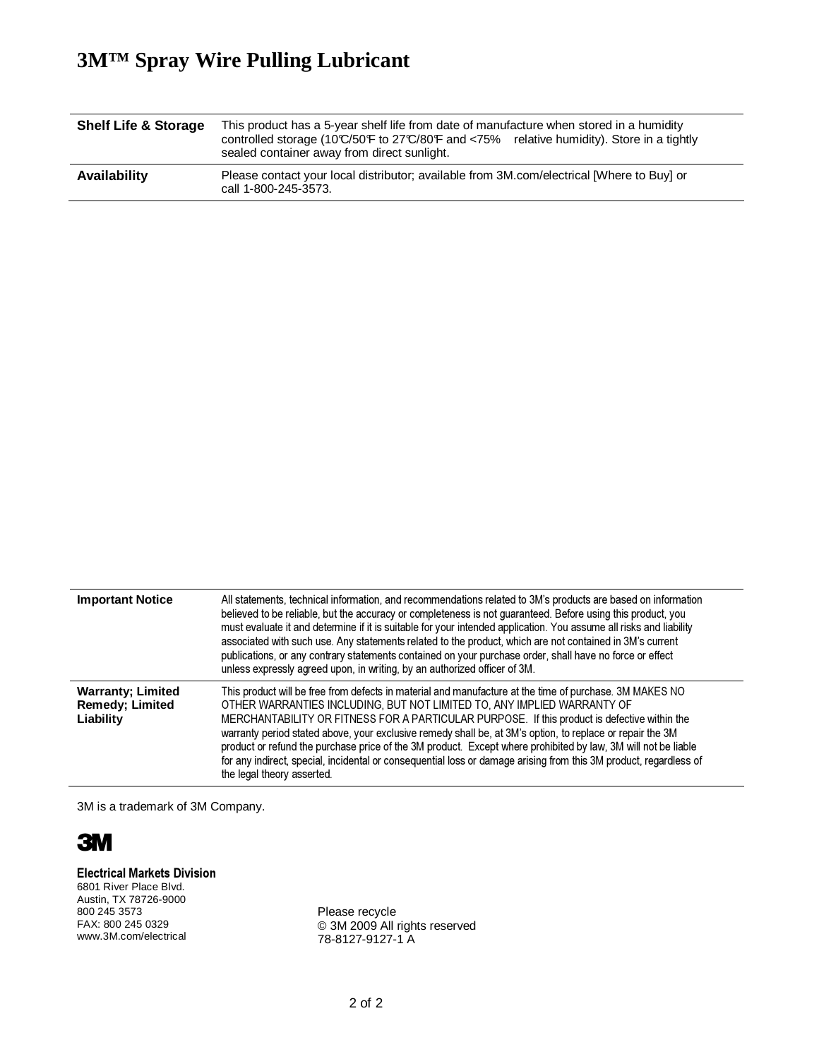# 3M™ Spray Wire Pulling Lubricant

| | |
|---|---|
| **Shelf Life & Storage** | This product has a 5-year shelf life from date of manufacture when stored in a humidity controlled storage (10°C/50°F to 27°C/80°F and <75% relative humidity). Store in a tightly sealed container away from direct sunlight. |
| **Availability** | Please contact your local distributor; available from 3M.com/electrical [Where to Buy] or call 1-800-245-3573. |

| | |
|---|---|
| **Important Notice** | All statements, technical information, and recommendations related to 3M's products are based on information believed to be reliable, but the accuracy or completeness is not guaranteed. Before using this product, you must evaluate it and determine if it is suitable for your intended application. You assume all risks and liability associated with such use. Any statements related to the product, which are not contained in 3M's current publications, or any contrary statements contained on your purchase order, shall have no force or effect unless expressly agreed upon, in writing, by an authorized officer of 3M. |
| **Warranty; Limited Remedy; Limited Liability** | This product will be free from defects in material and manufacture at the time of purchase. 3M MAKES NO OTHER WARRANTIES INCLUDING, BUT NOT LIMITED TO, ANY IMPLIED WARRANTY OF MERCHANTABILITY OR FITNESS FOR A PARTICULAR PURPOSE. If this product is defective within the warranty period stated above, your exclusive remedy shall be, at 3M's option, to replace or repair the 3M product or refund the purchase price of the 3M product. Except where prohibited by law, 3M will not be liable for any indirect, special, incidental or consequential loss or damage arising from this 3M product, regardless of the legal theory asserted. |

3M is a trademark of 3M Company.

3M

**Electrical Markets Division**
6801 River Place Blvd.
Austin, TX 78726-9000
800 245 3573
FAX: 800 245 0329
www.3M.com/electrical

Please recycle
© 3M 2009 All rights reserved
78-8127-9127-1 A